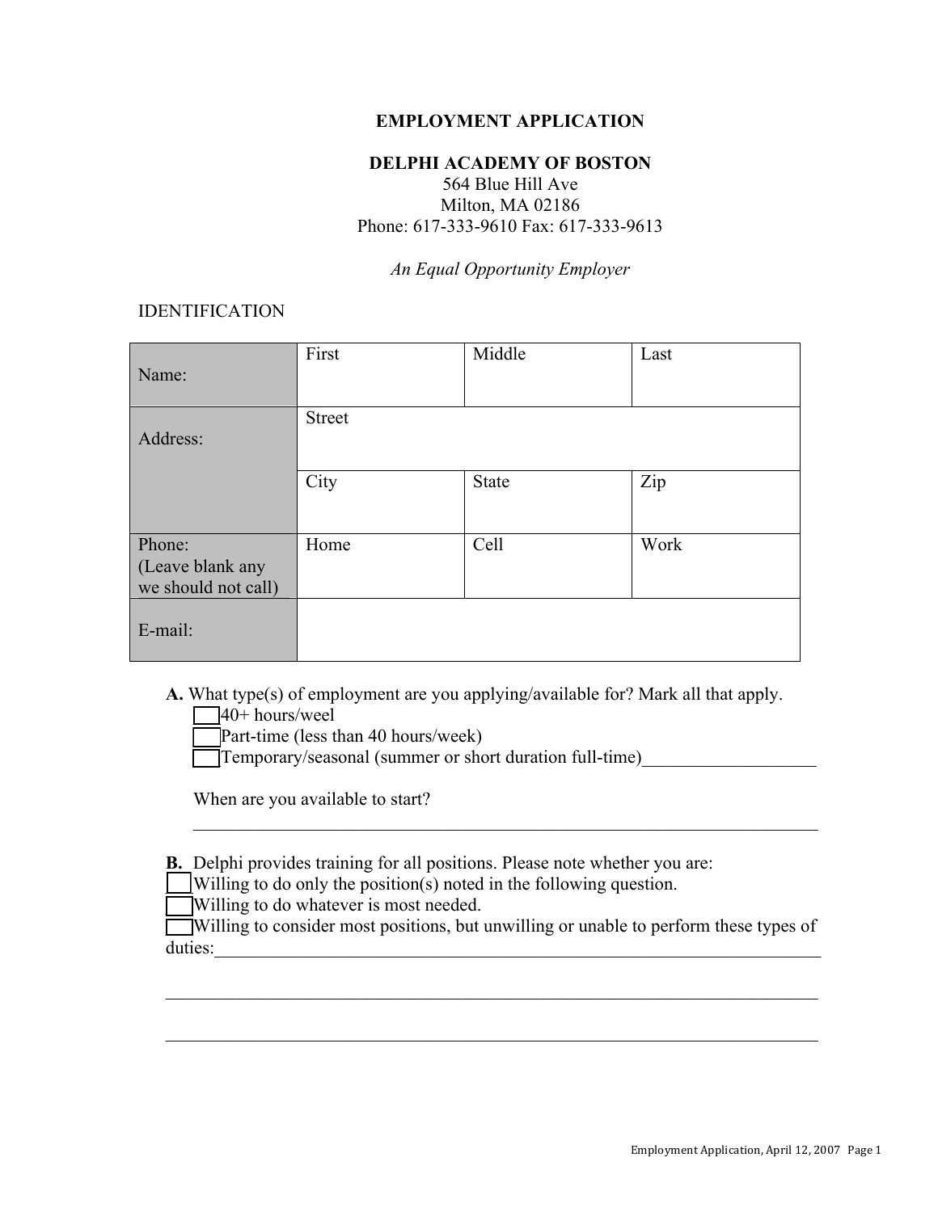**EMPLOYMENT APPLICATION**

**DELPHI ACADEMY OF BOSTON**
564 Blue Hill Ave
Milton, MA 02186
Phone: 617-333-9610 Fax: 617-333-9613

*An Equal Opportunity Employer*

IDENTIFICATION

| Name: | First | Middle | Last |
|---|---|---|---|
| Address: | Street | | |
| | City | State | Zip |
| Phone: (Leave blank any we should not call) | Home | Cell | Work |
| E-mail: | | | |

**A.** What type(s) of employment are you applying/available for? Mark all that apply.

- [ ] 40+ hours/weel
- [ ] Part-time (less than 40 hours/week)
- [ ] Temporary/seasonal (summer or short duration full-time)___________________

When are you available to start?

______________________________________________________________________

**B.** Delphi provides training for all positions. Please note whether you are:

- [ ] Willing to do only the position(s) noted in the following question.
- [ ] Willing to do whatever is most needed.
- [ ] Willing to consider most positions, but unwilling or unable to perform these types of duties:_________________________________________________________________

______________________________________________________________________

______________________________________________________________________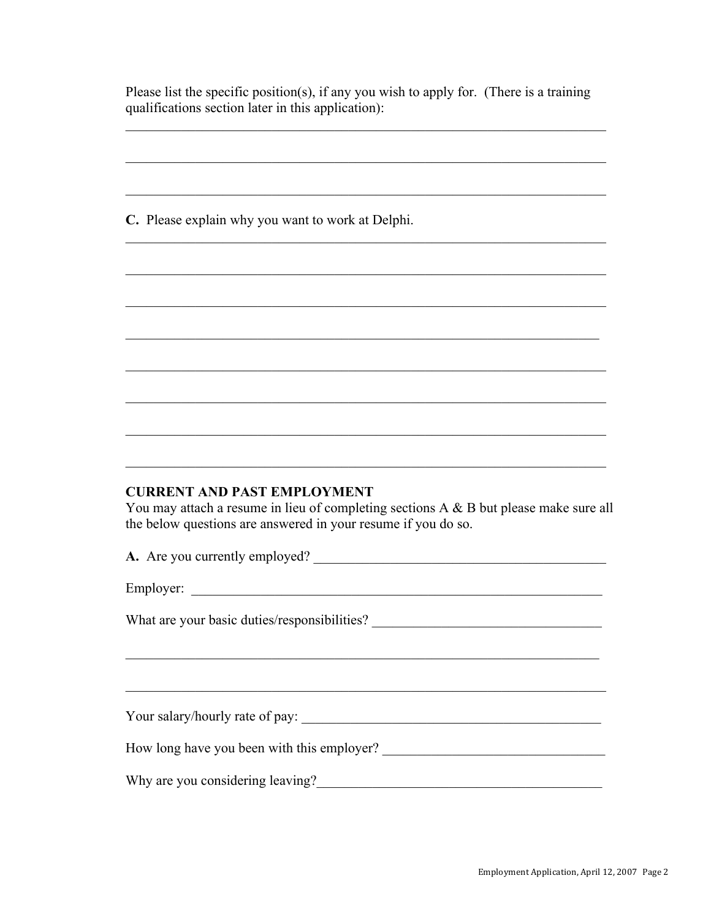Please list the specific position(s), if any you wish to apply for. (There is a training qualifications section later in this application):

______________________________________________________________________

______________________________________________________________________

______________________________________________________________________

**C.** Please explain why you want to work at Delphi.

______________________________________________________________________

______________________________________________________________________

______________________________________________________________________

______________________________________________________________________

______________________________________________________________________

______________________________________________________________________

______________________________________________________________________

______________________________________________________________________

**CURRENT AND PAST EMPLOYMENT**

You may attach a resume in lieu of completing sections A & B but please make sure all the below questions are answered in your resume if you do so.

**A.** Are you currently employed? ________________________________________

Employer: ____________________________________________________________

What are your basic duties/responsibilities? ________________________________

______________________________________________________________________

______________________________________________________________________

Your salary/hourly rate of pay: ___________________________________________

How long have you been with this employer? _______________________________

Why are you considering leaving?_________________________________________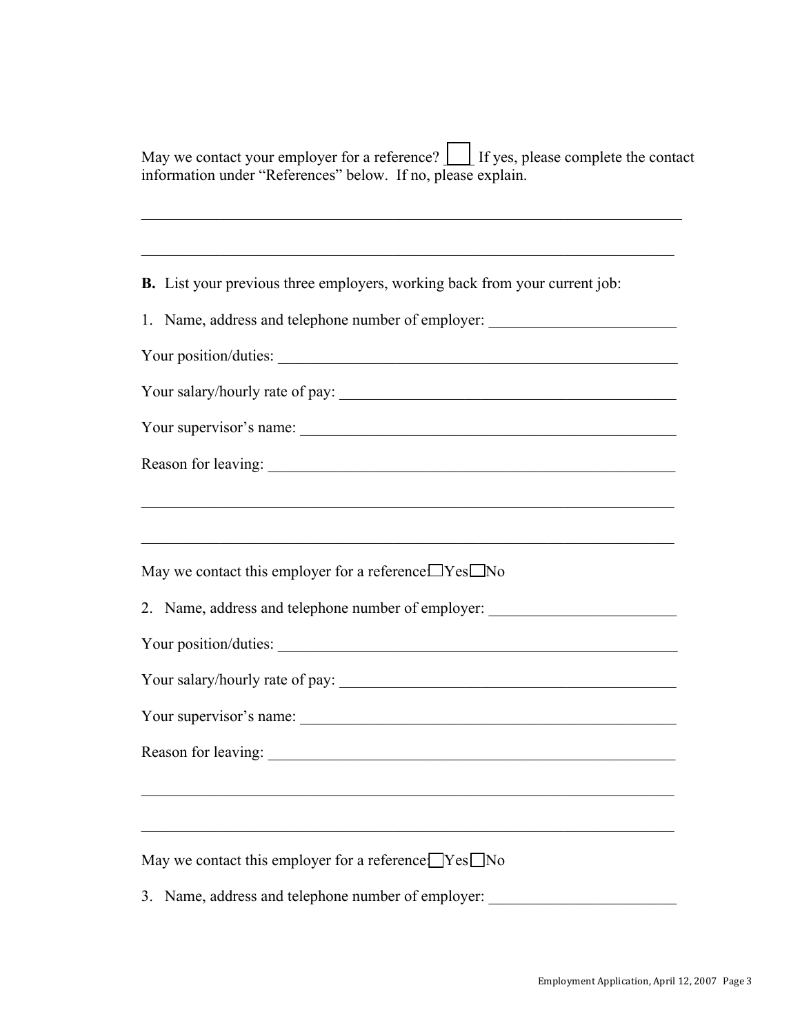May we contact your employer for a reference? ☐ If yes, please complete the contact information under "References" below. If no, please explain.

\_\_\_\_\_\_\_\_\_\_\_\_\_\_\_\_\_\_\_\_\_\_\_\_\_\_\_\_\_\_\_\_\_\_\_\_\_\_\_\_\_\_\_\_\_\_\_\_\_\_\_\_\_\_\_\_\_\_\_\_\_\_\_\_\_\_\_\_\_\_

\_\_\_\_\_\_\_\_\_\_\_\_\_\_\_\_\_\_\_\_\_\_\_\_\_\_\_\_\_\_\_\_\_\_\_\_\_\_\_\_\_\_\_\_\_\_\_\_\_\_\_\_\_\_\_\_\_\_\_\_\_\_\_\_\_\_\_\_\_\_

**B.** List your previous three employers, working back from your current job:

1. Name, address and telephone number of employer: \_\_\_\_\_\_\_\_\_\_\_\_\_\_\_\_\_\_\_\_\_\_\_\_

Your position/duties: \_\_\_\_\_\_\_\_\_\_\_\_\_\_\_\_\_\_\_\_\_\_\_\_\_\_\_\_\_\_\_\_\_\_\_\_\_\_\_\_\_\_\_\_\_\_\_\_\_\_

Your salary/hourly rate of pay: \_\_\_\_\_\_\_\_\_\_\_\_\_\_\_\_\_\_\_\_\_\_\_\_\_\_\_\_\_\_\_\_\_\_\_\_\_\_\_\_\_\_

Your supervisor's name: \_\_\_\_\_\_\_\_\_\_\_\_\_\_\_\_\_\_\_\_\_\_\_\_\_\_\_\_\_\_\_\_\_\_\_\_\_\_\_\_\_\_\_\_\_\_\_

Reason for leaving: \_\_\_\_\_\_\_\_\_\_\_\_\_\_\_\_\_\_\_\_\_\_\_\_\_\_\_\_\_\_\_\_\_\_\_\_\_\_\_\_\_\_\_\_\_\_\_\_\_\_\_

\_\_\_\_\_\_\_\_\_\_\_\_\_\_\_\_\_\_\_\_\_\_\_\_\_\_\_\_\_\_\_\_\_\_\_\_\_\_\_\_\_\_\_\_\_\_\_\_\_\_\_\_\_\_\_\_\_\_\_\_\_\_\_\_\_\_\_\_\_\_

\_\_\_\_\_\_\_\_\_\_\_\_\_\_\_\_\_\_\_\_\_\_\_\_\_\_\_\_\_\_\_\_\_\_\_\_\_\_\_\_\_\_\_\_\_\_\_\_\_\_\_\_\_\_\_\_\_\_\_\_\_\_\_\_\_\_\_\_\_\_

May we contact this employer for a reference: ☐ Yes ☐ No

2. Name, address and telephone number of employer: \_\_\_\_\_\_\_\_\_\_\_\_\_\_\_\_\_\_\_\_\_\_\_\_

Your position/duties: \_\_\_\_\_\_\_\_\_\_\_\_\_\_\_\_\_\_\_\_\_\_\_\_\_\_\_\_\_\_\_\_\_\_\_\_\_\_\_\_\_\_\_\_\_\_\_\_\_\_

Your salary/hourly rate of pay: \_\_\_\_\_\_\_\_\_\_\_\_\_\_\_\_\_\_\_\_\_\_\_\_\_\_\_\_\_\_\_\_\_\_\_\_\_\_\_\_\_\_

Your supervisor's name: \_\_\_\_\_\_\_\_\_\_\_\_\_\_\_\_\_\_\_\_\_\_\_\_\_\_\_\_\_\_\_\_\_\_\_\_\_\_\_\_\_\_\_\_\_\_\_

Reason for leaving: \_\_\_\_\_\_\_\_\_\_\_\_\_\_\_\_\_\_\_\_\_\_\_\_\_\_\_\_\_\_\_\_\_\_\_\_\_\_\_\_\_\_\_\_\_\_\_\_\_\_\_

\_\_\_\_\_\_\_\_\_\_\_\_\_\_\_\_\_\_\_\_\_\_\_\_\_\_\_\_\_\_\_\_\_\_\_\_\_\_\_\_\_\_\_\_\_\_\_\_\_\_\_\_\_\_\_\_\_\_\_\_\_\_\_\_\_\_\_\_\_\_

\_\_\_\_\_\_\_\_\_\_\_\_\_\_\_\_\_\_\_\_\_\_\_\_\_\_\_\_\_\_\_\_\_\_\_\_\_\_\_\_\_\_\_\_\_\_\_\_\_\_\_\_\_\_\_\_\_\_\_\_\_\_\_\_\_\_\_\_\_\_

May we contact this employer for a reference: ☐ Yes ☐ No

3. Name, address and telephone number of employer: \_\_\_\_\_\_\_\_\_\_\_\_\_\_\_\_\_\_\_\_\_\_\_\_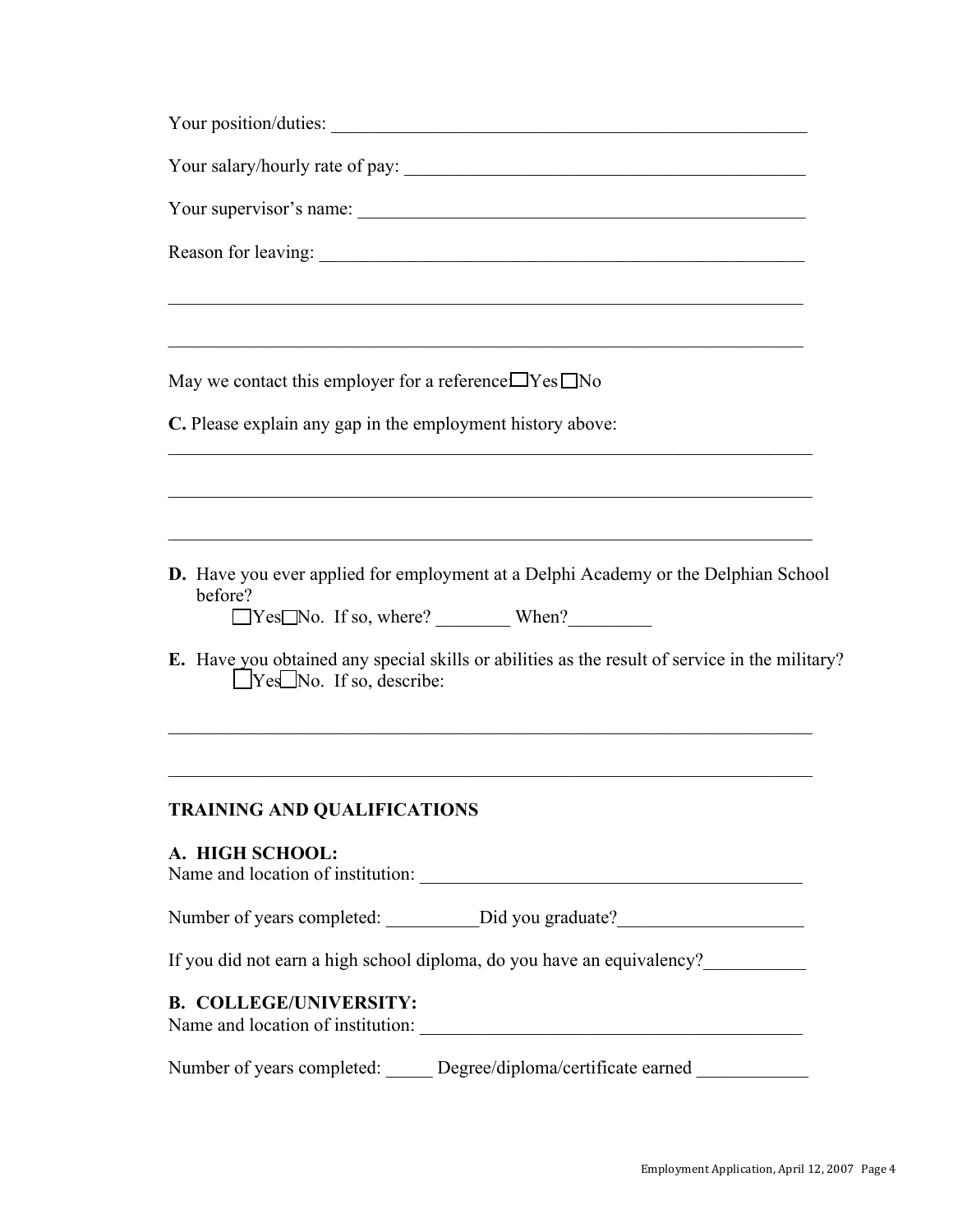Your position/duties: ____________________________________________________

Your salary/hourly rate of pay: ____________________________________________

Your supervisor's name: _________________________________________________

Reason for leaving: _____________________________________________________

_______________________________________________________________________

_______________________________________________________________________

May we contact this employer for a reference ☐Yes ☐No

**C.** Please explain any gap in the employment history above:

_______________________________________________________________________

_______________________________________________________________________

_______________________________________________________________________

**D.** Have you ever applied for employment at a Delphi Academy or the Delphian School before?
☐Yes☐No. If so, where? ________ When?_________

**E.** Have you obtained any special skills or abilities as the result of service in the military?
☐Yes☐No. If so, describe:

_______________________________________________________________________

_______________________________________________________________________

**TRAINING AND QUALIFICATIONS**

**A. HIGH SCHOOL:**
Name and location of institution: __________________________________________

Number of years completed: __________Did you graduate?____________________

If you did not earn a high school diploma, do you have an equivalency?___________

**B. COLLEGE/UNIVERSITY:**
Name and location of institution: __________________________________________

Number of years completed: _____ Degree/diploma/certificate earned ____________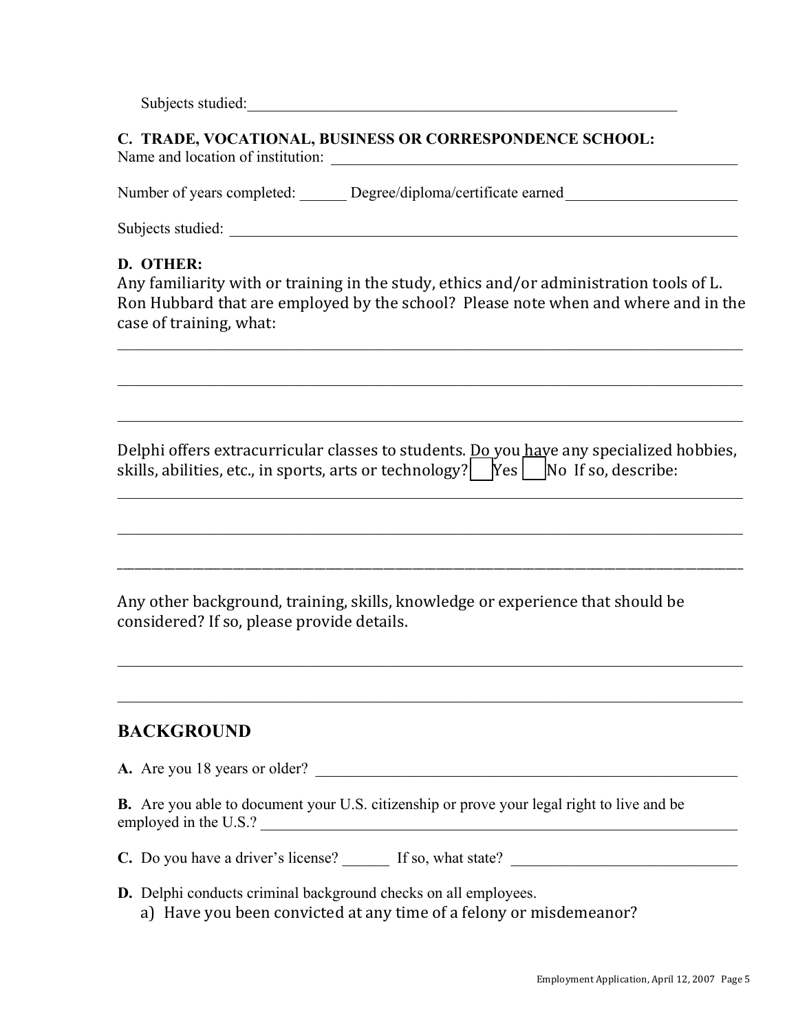Subjects studied:_____________________________________________________________

**C. TRADE, VOCATIONAL, BUSINESS OR CORRESPONDENCE SCHOOL:**

Name and location of institution: ________________________________________________________

Number of years completed: ______ Degree/diploma/certificate earned______________________

Subjects studied: _____________________________________________________________________

**D. OTHER:**

Any familiarity with or training in the study, ethics and/or administration tools of L. Ron Hubbard that are employed by the school? Please note when and where and in the case of training, what:

_____________________________________________________________________________________

_____________________________________________________________________________________

_____________________________________________________________________________________

Delphi offers extracurricular classes to students. Do you have any specialized hobbies, skills, abilities, etc., in sports, arts or technology? ☐ Yes ☐ No If so, describe:

_____________________________________________________________________________________

_____________________________________________________________________________________

_____________________________________________________________________________________

Any other background, training, skills, knowledge or experience that should be considered? If so, please provide details.

_____________________________________________________________________________________

_____________________________________________________________________________________

## BACKGROUND

**A.** Are you 18 years or older? _________________________________________________________

**B.** Are you able to document your U.S. citizenship or prove your legal right to live and be employed in the U.S.? _______________________________________________________________

**C.** Do you have a driver's license? ______ If so, what state? _____________________________

**D.** Delphi conducts criminal background checks on all employees.

a) Have you been convicted at any time of a felony or misdemeanor?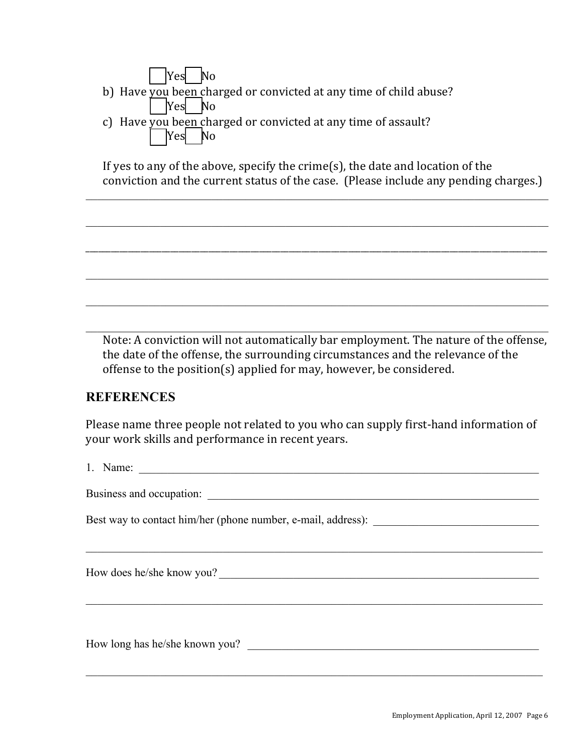☐ Yes ☐ No

b) Have you been charged or convicted at any time of child abuse?

☐ Yes ☐ No

c) Have you been charged or convicted at any time of assault?

☐ Yes ☐ No

If yes to any of the above, specify the crime(s), the date and location of the conviction and the current status of the case. (Please include any pending charges.)

_______________________________________________________________________________

_______________________________________________________________________________

_______________________________________________________________________________

_______________________________________________________________________________

_______________________________________________________________________________

_______________________________________________________________________________

Note: A conviction will not automatically bar employment. The nature of the offense, the date of the offense, the surrounding circumstances and the relevance of the offense to the position(s) applied for may, however, be considered.

## REFERENCES

Please name three people not related to you who can supply first-hand information of your work skills and performance in recent years.

1. Name: _______________________________________________________________

Business and occupation: ____________________________________________________

Best way to contact him/her (phone number, e-mail, address): _______________________

_______________________________________________________________________________

How does he/she know you? __________________________________________________

_______________________________________________________________________________

How long has he/she known you? ______________________________________________

_______________________________________________________________________________

Employment Application, April 12, 2007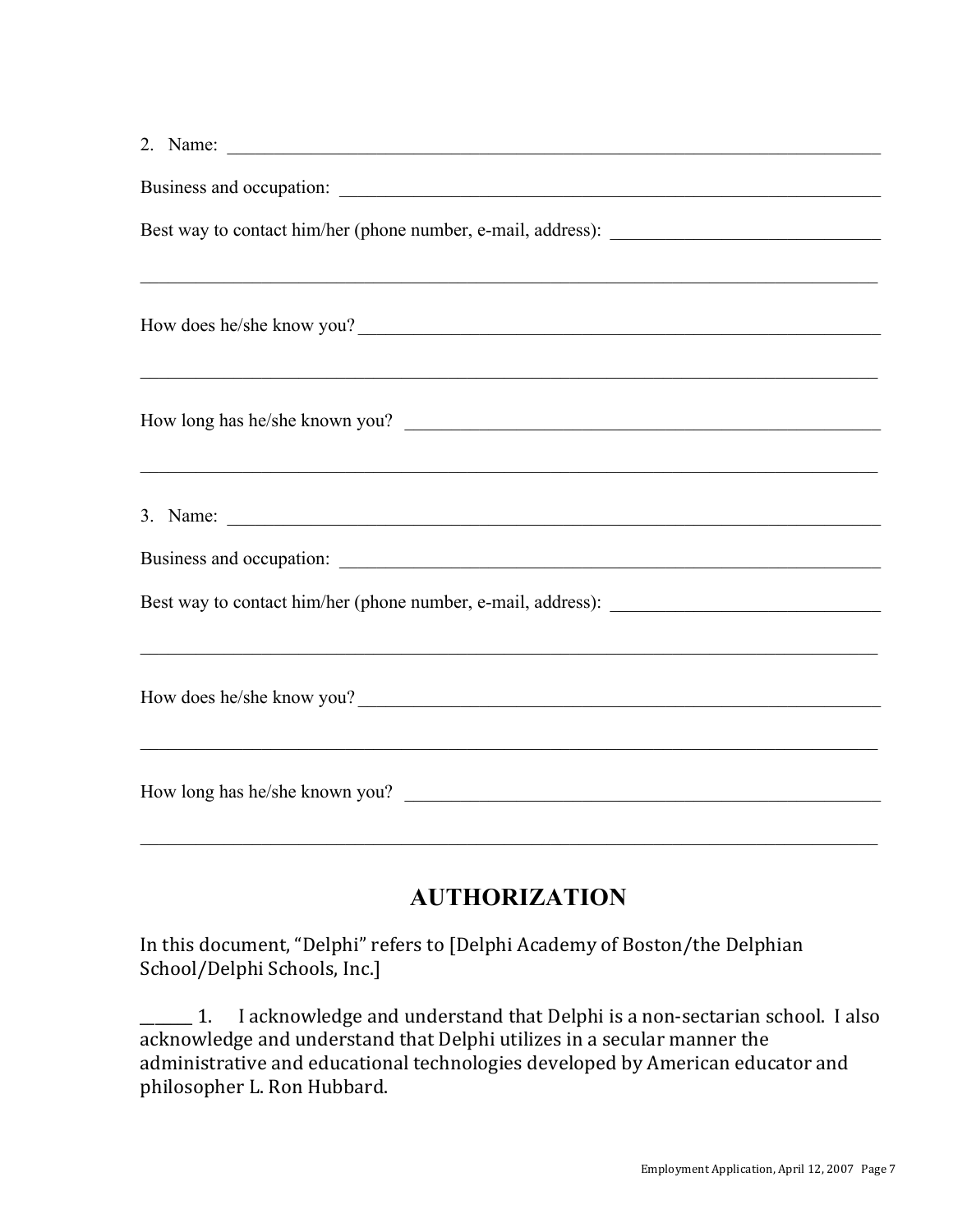2. Name: ____________________________________________________________________________

Business and occupation: _______________________________________________________________

Best way to contact him/her (phone number, e-mail, address): _____________________________

_____________________________________________________________________________________

How does he/she know you? ______________________________________________________________

_____________________________________________________________________________________

How long has he/she known you? _________________________________________________________

_____________________________________________________________________________________

3. Name: ____________________________________________________________________________

Business and occupation: _______________________________________________________________

Best way to contact him/her (phone number, e-mail, address): _____________________________

_____________________________________________________________________________________

How does he/she know you? ______________________________________________________________

_____________________________________________________________________________________

How long has he/she known you? _________________________________________________________

_____________________________________________________________________________________

## AUTHORIZATION

In this document, "Delphi" refers to [Delphi Academy of Boston/the Delphian School/Delphi Schools, Inc.]

______ 1. I acknowledge and understand that Delphi is a non-sectarian school. I also acknowledge and understand that Delphi utilizes in a secular manner the administrative and educational technologies developed by American educator and philosopher L. Ron Hubbard.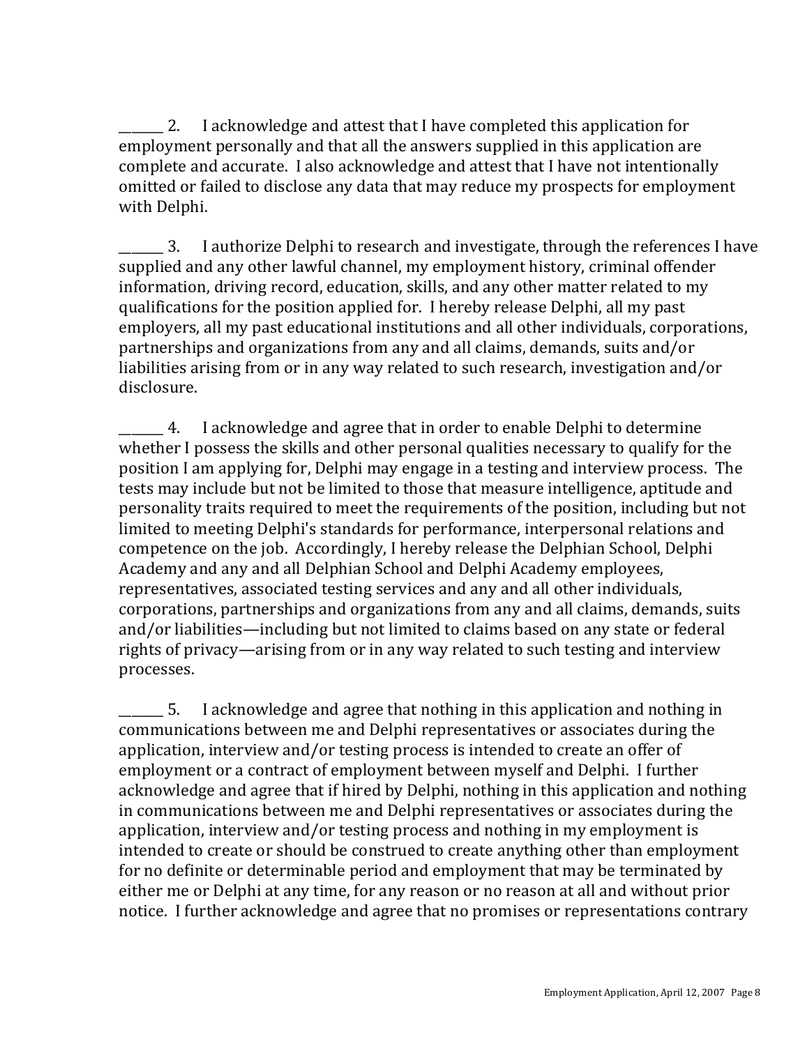_______ 2. I acknowledge and attest that I have completed this application for employment personally and that all the answers supplied in this application are complete and accurate. I also acknowledge and attest that I have not intentionally omitted or failed to disclose any data that may reduce my prospects for employment with Delphi.

_______ 3. I authorize Delphi to research and investigate, through the references I have supplied and any other lawful channel, my employment history, criminal offender information, driving record, education, skills, and any other matter related to my qualifications for the position applied for. I hereby release Delphi, all my past employers, all my past educational institutions and all other individuals, corporations, partnerships and organizations from any and all claims, demands, suits and/or liabilities arising from or in any way related to such research, investigation and/or disclosure.

_______ 4. I acknowledge and agree that in order to enable Delphi to determine whether I possess the skills and other personal qualities necessary to qualify for the position I am applying for, Delphi may engage in a testing and interview process. The tests may include but not be limited to those that measure intelligence, aptitude and personality traits required to meet the requirements of the position, including but not limited to meeting Delphi's standards for performance, interpersonal relations and competence on the job. Accordingly, I hereby release the Delphian School, Delphi Academy and any and all Delphian School and Delphi Academy employees, representatives, associated testing services and any and all other individuals, corporations, partnerships and organizations from any and all claims, demands, suits and/or liabilities—including but not limited to claims based on any state or federal rights of privacy—arising from or in any way related to such testing and interview processes.

_______ 5. I acknowledge and agree that nothing in this application and nothing in communications between me and Delphi representatives or associates during the application, interview and/or testing process is intended to create an offer of employment or a contract of employment between myself and Delphi. I further acknowledge and agree that if hired by Delphi, nothing in this application and nothing in communications between me and Delphi representatives or associates during the application, interview and/or testing process and nothing in my employment is intended to create or should be construed to create anything other than employment for no definite or determinable period and employment that may be terminated by either me or Delphi at any time, for any reason or no reason at all and without prior notice. I further acknowledge and agree that no promises or representations contrary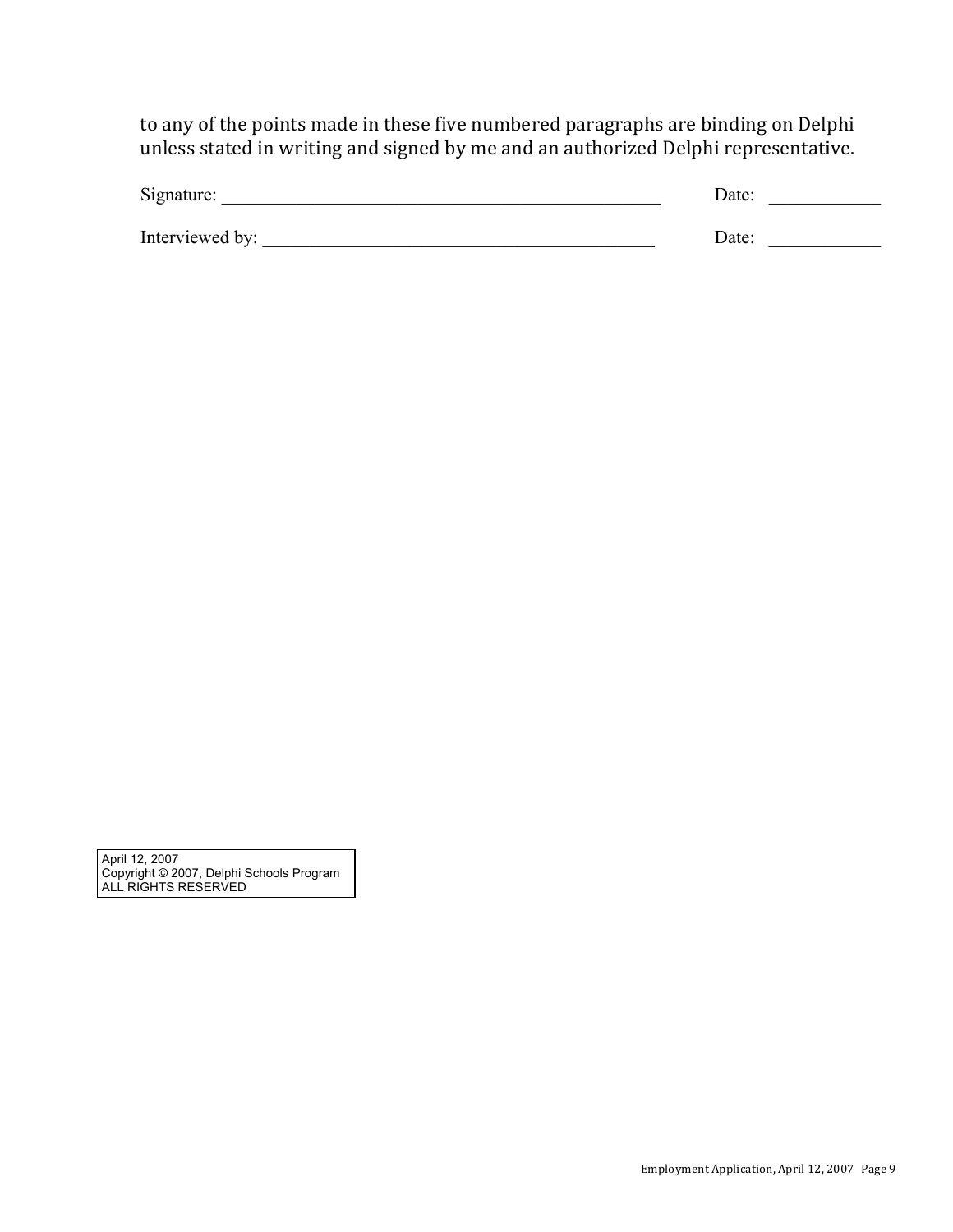to any of the points made in these five numbered paragraphs are binding on Delphi unless stated in writing and signed by me and an authorized Delphi representative.

Signature: _________________________________________________ Date: ____________

Interviewed by: ___________________________________________ Date: ____________

April 12, 2007
Copyright © 2007, Delphi Schools Program
ALL RIGHTS RESERVED